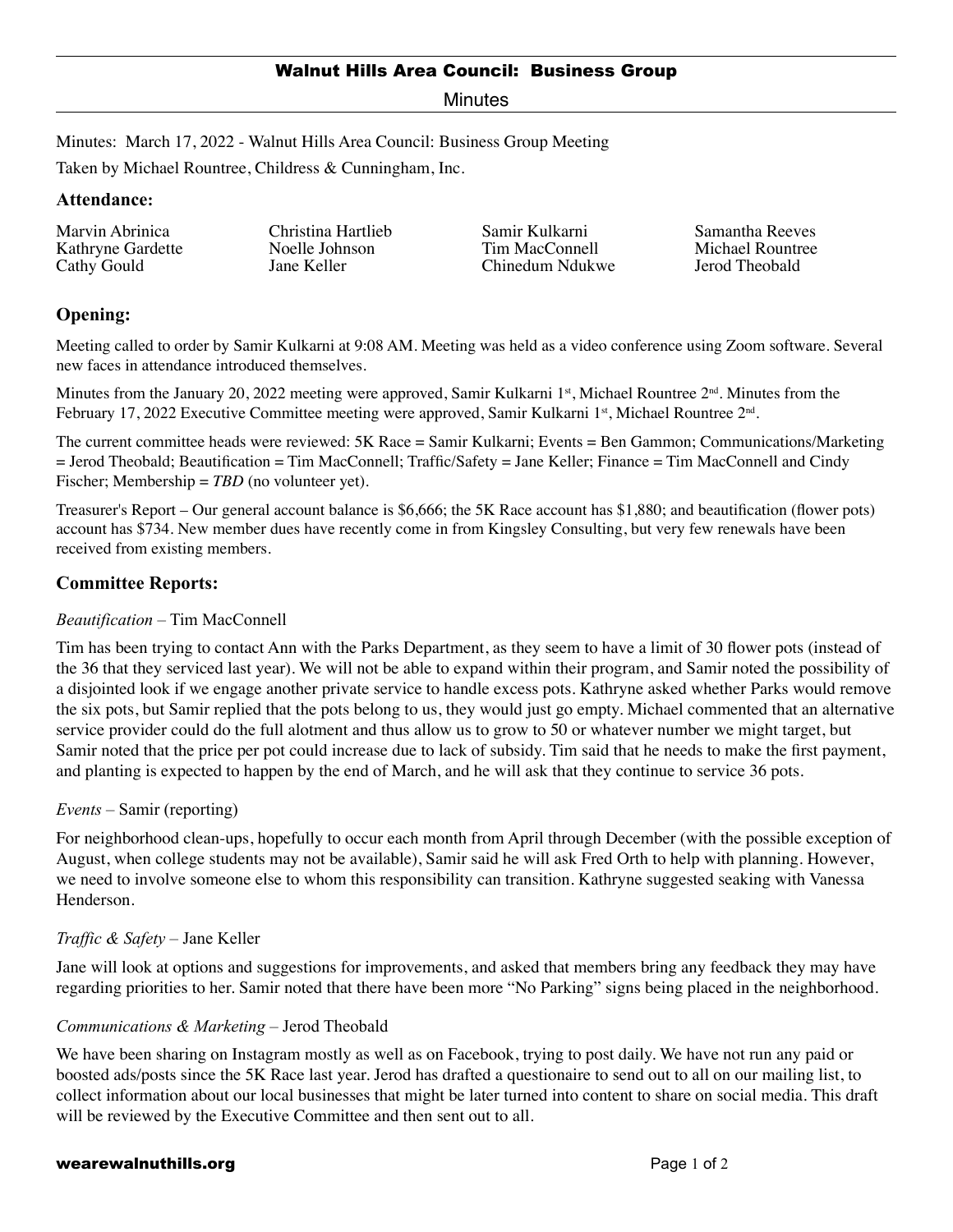# Walnut Hills Area Council: Business Group

Minutes

Minutes: March 17, 2022 - Walnut Hills Area Council: Business Group Meeting

Taken by Michael Rountree, Childress & Cunningham, Inc.

## Attendance:

Marvin Abrinica
Kathryne Gardette
Cathy Gould
Christina Hartlieb
Noelle Johnson
Jane Keller
Samir Kulkarni
Tim MacConnell
Chinedum Ndukwe
Samantha Reeves
Michael Rountree
Jerod Theobald

## Opening:

Meeting called to order by Samir Kulkarni at 9:08 AM. Meeting was held as a video conference using Zoom software. Several new faces in attendance introduced themselves.

Minutes from the January 20, 2022 meeting were approved, Samir Kulkarni 1st, Michael Rountree 2nd. Minutes from the February 17, 2022 Executive Committee meeting were approved, Samir Kulkarni 1st, Michael Rountree 2nd.

The current committee heads were reviewed: 5K Race = Samir Kulkarni; Events = Ben Gammon; Communications/Marketing = Jerod Theobald; Beautification = Tim MacConnell; Traffic/Safety = Jane Keller; Finance = Tim MacConnell and Cindy Fischer; Membership = *TBD* (no volunteer yet).

Treasurer's Report – Our general account balance is $6,666; the 5K Race account has $1,880; and beautification (flower pots) account has $734. New member dues have recently come in from Kingsley Consulting, but very few renewals have been received from existing members.

## Committee Reports:

*Beautification* – Tim MacConnell

Tim has been trying to contact Ann with the Parks Department, as they seem to have a limit of 30 flower pots (instead of the 36 that they serviced last year). We will not be able to expand within their program, and Samir noted the possibility of a disjointed look if we engage another private service to handle excess pots. Kathryne asked whether Parks would remove the six pots, but Samir replied that the pots belong to us, they would just go empty. Michael commented that an alternative service provider could do the full alotment and thus allow us to grow to 50 or whatever number we might target, but Samir noted that the price per pot could increase due to lack of subsidy. Tim said that he needs to make the first payment, and planting is expected to happen by the end of March, and he will ask that they continue to service 36 pots.

*Events* – Samir (reporting)

For neighborhood clean-ups, hopefully to occur each month from April through December (with the possible exception of August, when college students may not be available), Samir said he will ask Fred Orth to help with planning. However, we need to involve someone else to whom this responsibility can transition. Kathryne suggested seaking with Vanessa Henderson.

*Traffic & Safety* – Jane Keller

Jane will look at options and suggestions for improvements, and asked that members bring any feedback they may have regarding priorities to her. Samir noted that there have been more "No Parking" signs being placed in the neighborhood.

*Communications & Marketing* – Jerod Theobald

We have been sharing on Instagram mostly as well as on Facebook, trying to post daily. We have not run any paid or boosted ads/posts since the 5K Race last year. Jerod has drafted a questionaire to send out to all on our mailing list, to collect information about our local businesses that might be later turned into content to share on social media. This draft will be reviewed by the Executive Committee and then sent out to all.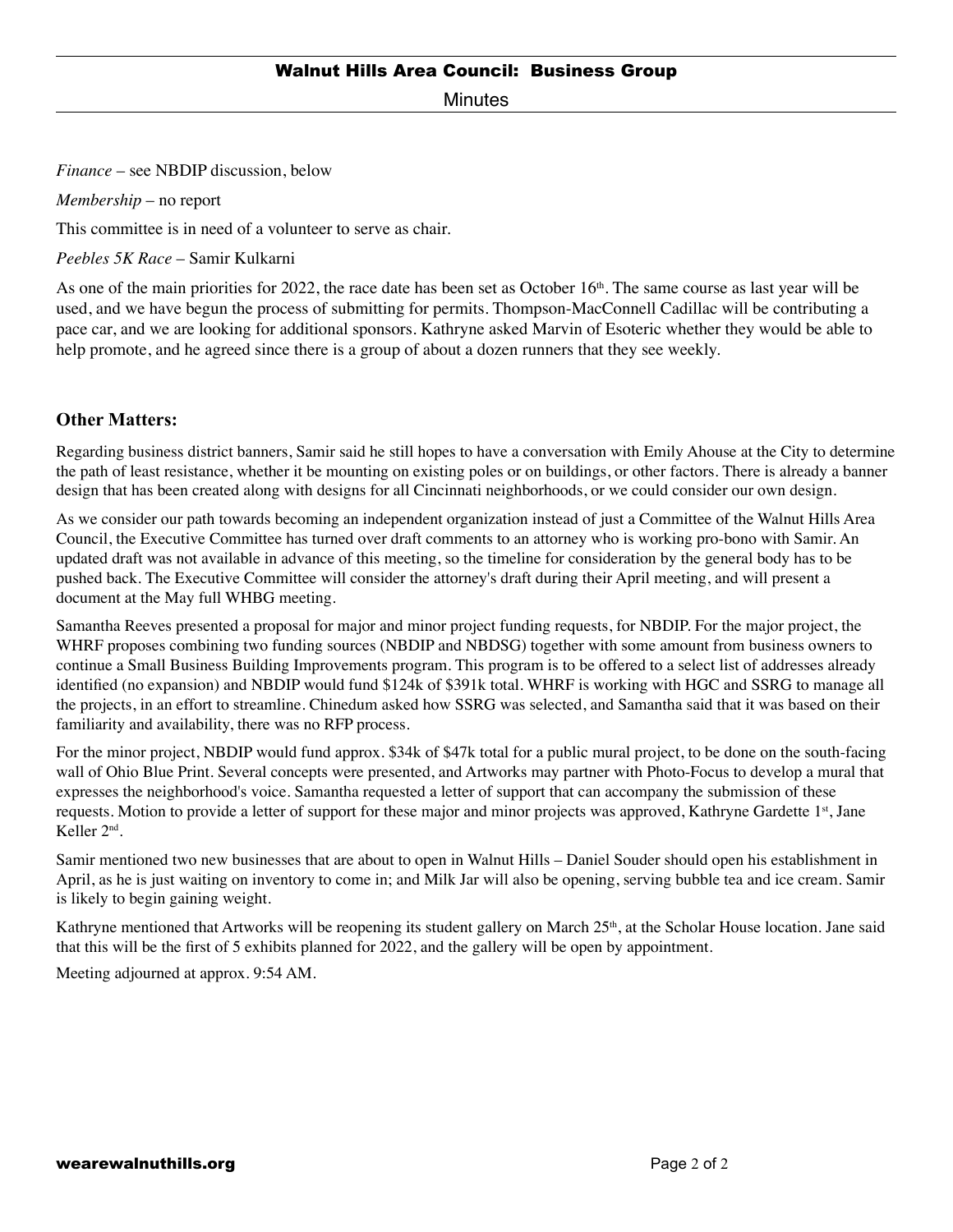*Finance* – see NBDIP discussion, below

*Membership* – no report

This committee is in need of a volunteer to serve as chair.

*Peebles 5K Race* – Samir Kulkarni

As one of the main priorities for 2022, the race date has been set as October 16th. The same course as last year will be used, and we have begun the process of submitting for permits. Thompson-MacConnell Cadillac will be contributing a pace car, and we are looking for additional sponsors. Kathryne asked Marvin of Esoteric whether they would be able to help promote, and he agreed since there is a group of about a dozen runners that they see weekly.

## Other Matters:

Regarding business district banners, Samir said he still hopes to have a conversation with Emily Ahouse at the City to determine the path of least resistance, whether it be mounting on existing poles or on buildings, or other factors. There is already a banner design that has been created along with designs for all Cincinnati neighborhoods, or we could consider our own design.

As we consider our path towards becoming an independent organization instead of just a Committee of the Walnut Hills Area Council, the Executive Committee has turned over draft comments to an attorney who is working pro-bono with Samir. An updated draft was not available in advance of this meeting, so the timeline for consideration by the general body has to be pushed back. The Executive Committee will consider the attorney's draft during their April meeting, and will present a document at the May full WHBG meeting.

Samantha Reeves presented a proposal for major and minor project funding requests, for NBDIP. For the major project, the WHRF proposes combining two funding sources (NBDIP and NBDSG) together with some amount from business owners to continue a Small Business Building Improvements program. This program is to be offered to a select list of addresses already identified (no expansion) and NBDIP would fund $124k of $391k total. WHRF is working with HGC and SSRG to manage all the projects, in an effort to streamline. Chinedum asked how SSRG was selected, and Samantha said that it was based on their familiarity and availability, there was no RFP process.

For the minor project, NBDIP would fund approx. $34k of $47k total for a public mural project, to be done on the south-facing wall of Ohio Blue Print. Several concepts were presented, and Artworks may partner with Photo-Focus to develop a mural that expresses the neighborhood's voice. Samantha requested a letter of support that can accompany the submission of these requests. Motion to provide a letter of support for these major and minor projects was approved, Kathryne Gardette 1st, Jane Keller 2nd.

Samir mentioned two new businesses that are about to open in Walnut Hills – Daniel Souder should open his establishment in April, as he is just waiting on inventory to come in; and Milk Jar will also be opening, serving bubble tea and ice cream. Samir is likely to begin gaining weight.

Kathryne mentioned that Artworks will be reopening its student gallery on March 25th, at the Scholar House location. Jane said that this will be the first of 5 exhibits planned for 2022, and the gallery will be open by appointment.

Meeting adjourned at approx. 9:54 AM.